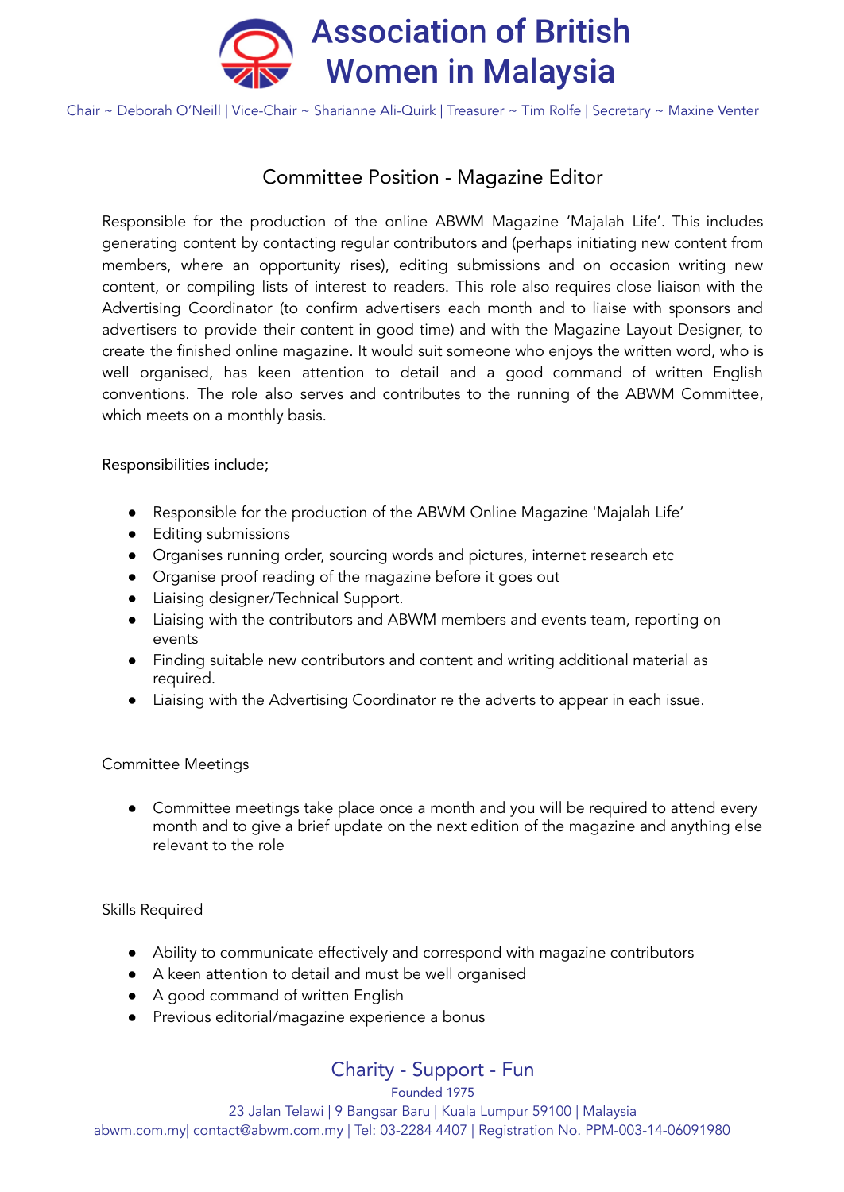# Association of British Women in Malaysia

Chair ~ Deborah O'Neill | Vice-Chair ~ Sharianne Ali-Quirk | Treasurer ~ Tim Rolfe | Secretary ~ Maxine Venter

## Committee Position - Magazine Editor

Responsible for the production of the online ABWM Magazine 'Majalah Life'. This includes generating content by contacting regular contributors and (perhaps initiating new content from members, where an opportunity rises), editing submissions and on occasion writing new content, or compiling lists of interest to readers. This role also requires close liaison with the Advertising Coordinator (to confirm advertisers each month and to liaise with sponsors and advertisers to provide their content in good time) and with the Magazine Layout Designer, to create the finished online magazine. It would suit someone who enjoys the written word, who is well organised, has keen attention to detail and a good command of written English conventions. The role also serves and contributes to the running of the ABWM Committee, which meets on a monthly basis.

Responsibilities include;

- Responsible for the production of the ABWM Online Magazine 'Majalah Life'
- Editing submissions
- Organises running order, sourcing words and pictures, internet research etc
- Organise proof reading of the magazine before it goes out
- Liaising designer/Technical Support.
- Liaising with the contributors and ABWM members and events team, reporting on events
- Finding suitable new contributors and content and writing additional material as required.
- Liaising with the Advertising Coordinator re the adverts to appear in each issue.

Committee Meetings

- Committee meetings take place once a month and you will be required to attend every month and to give a brief update on the next edition of the magazine and anything else relevant to the role

Skills Required

- Ability to communicate effectively and correspond with magazine contributors
- A keen attention to detail and must be well organised
- A good command of written English
- Previous editorial/magazine experience a bonus

Charity - Support - Fun

Founded 1975

23 Jalan Telawi | 9 Bangsar Baru | Kuala Lumpur 59100 | Malaysia

abwm.com.my| contact@abwm.com.my | Tel: 03-2284 4407 | Registration No. PPM-003-14-06091980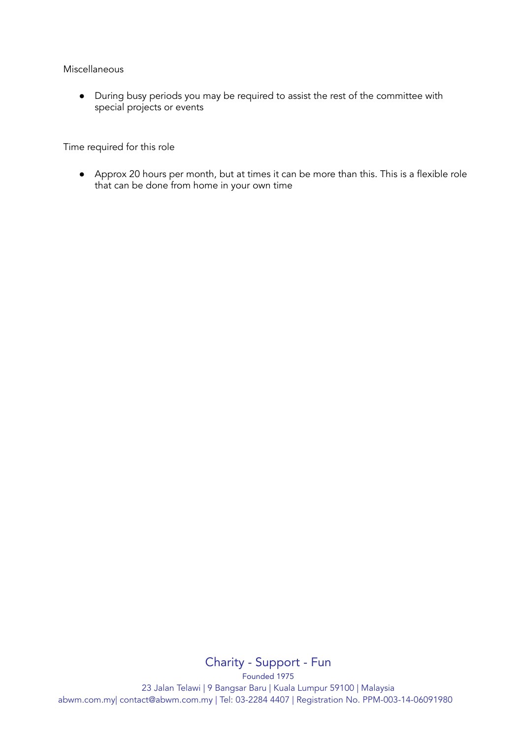Miscellaneous

- During busy periods you may be required to assist the rest of the committee with special projects or events

Time required for this role

- Approx 20 hours per month, but at times it can be more than this. This is a flexible role that can be done from home in your own time